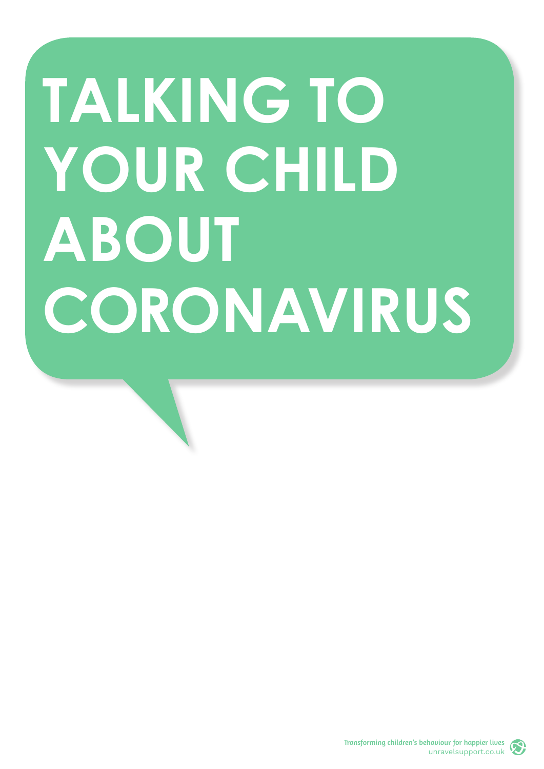# TALKING TO YOUR CHILD ABOUT CORONAVIRUS

Transforming children's behaviour for happier lives
unravelsupport.co.uk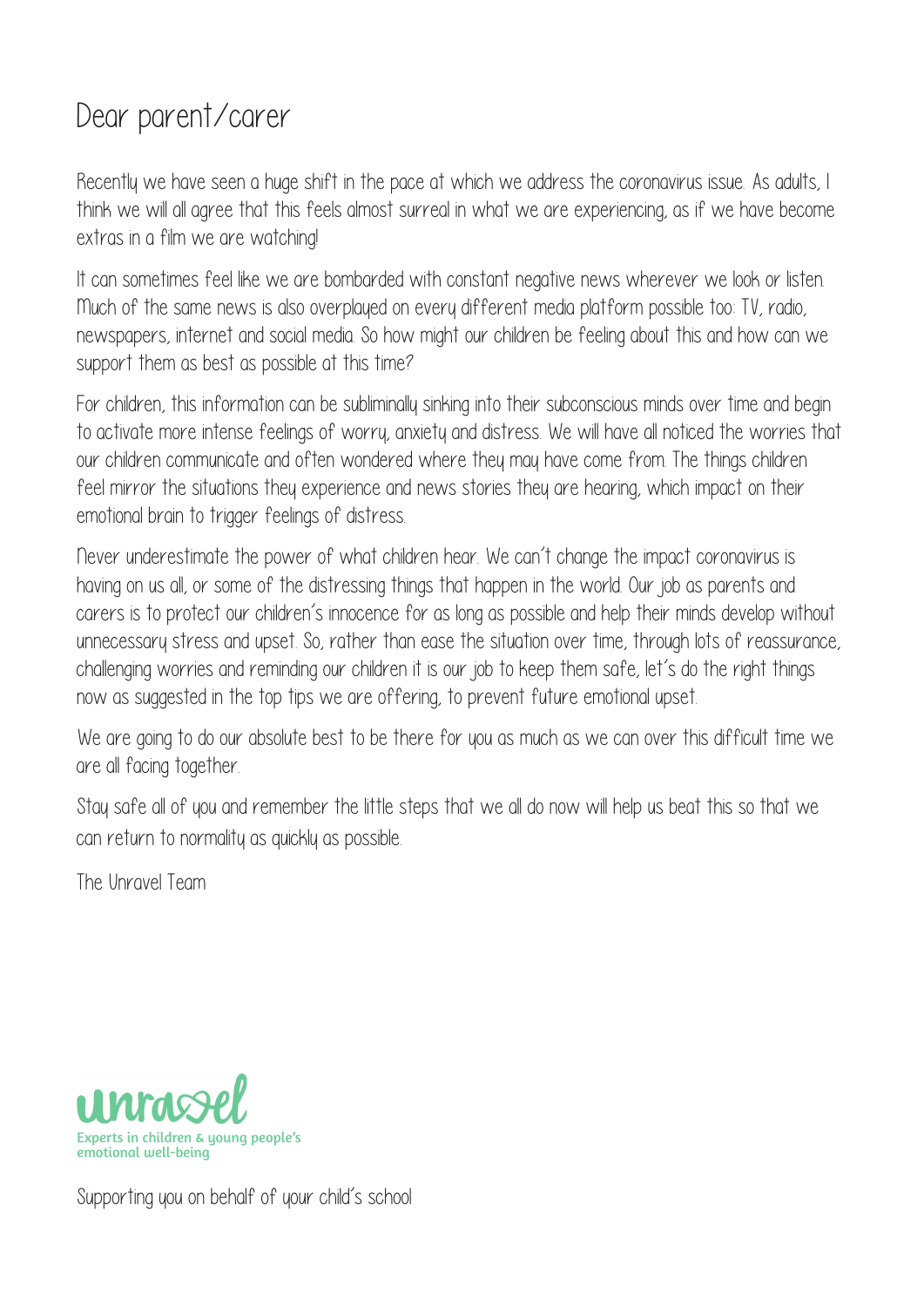# Dear parent/carer

Recently we have seen a huge shift in the pace at which we address the coronavirus issue. As adults, I think we will all agree that this feels almost surreal in what we are experiencing, as if we have become extras in a film we are watching!

It can sometimes feel like we are bombarded with constant negative news wherever we look or listen. Much of the same news is also overplayed on every different media platform possible too: TV, radio, newspapers, internet and social media. So how might our children be feeling about this and how can we support them as best as possible at this time?

For children, this information can be subliminally sinking into their subconscious minds over time and begin to activate more intense feelings of worry, anxiety and distress. We will have all noticed the worries that our children communicate and often wondered where they may have come from. The things children feel mirror the situations they experience and news stories they are hearing, which impact on their emotional brain to trigger feelings of distress.

Never underestimate the power of what children hear. We can't change the impact coronavirus is having on us all, or some of the distressing things that happen in the world. Our job as parents and carers is to protect our children's innocence for as long as possible and help their minds develop without unnecessary stress and upset. So, rather than ease the situation over time, through lots of reassurance, challenging worries and reminding our children it is our job to keep them safe, let's do the right things now as suggested in the top tips we are offering, to prevent future emotional upset.

We are going to do our absolute best to be there for you as much as we can over this difficult time we are all facing together.

Stay safe all of you and remember the little steps that we all do now will help us beat this so that we can return to normality as quickly as possible.

The Unravel Team

unravel
Experts in children & young people's emotional well-being

Supporting you on behalf of your child's school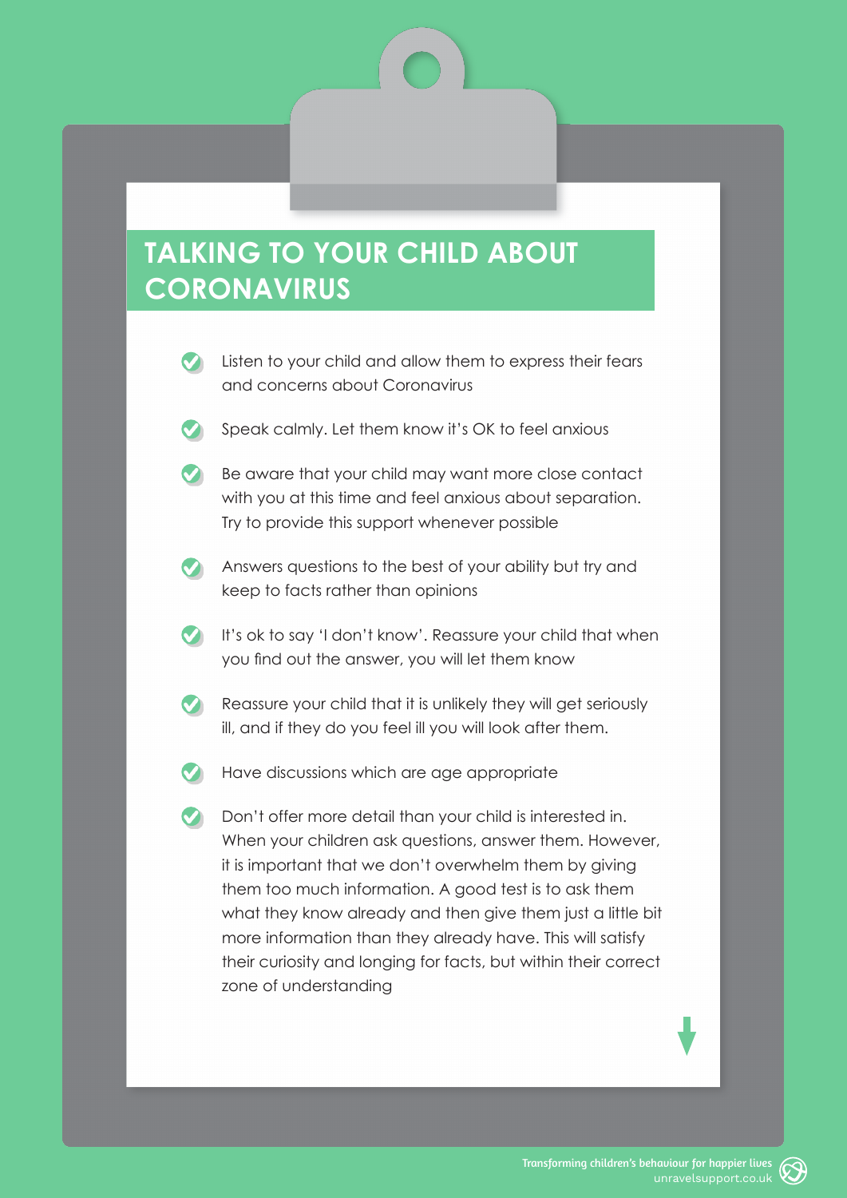# TALKING TO YOUR CHILD ABOUT CORONAVIRUS

- Listen to your child and allow them to express their fears and concerns about Coronavirus
- Speak calmly. Let them know it's OK to feel anxious
- Be aware that your child may want more close contact with you at this time and feel anxious about separation. Try to provide this support whenever possible
- Answers questions to the best of your ability but try and keep to facts rather than opinions
- It's ok to say 'I don't know'. Reassure your child that when you find out the answer, you will let them know
- Reassure your child that it is unlikely they will get seriously ill, and if they do you feel ill you will look after them.
- Have discussions which are age appropriate
- Don't offer more detail than your child is interested in. When your children ask questions, answer them. However, it is important that we don't overwhelm them by giving them too much information. A good test is to ask them what they know already and then give them just a little bit more information than they already have. This will satisfy their curiosity and longing for facts, but within their correct zone of understanding

Transforming children's behaviour for happier lives
unravelsupport.co.uk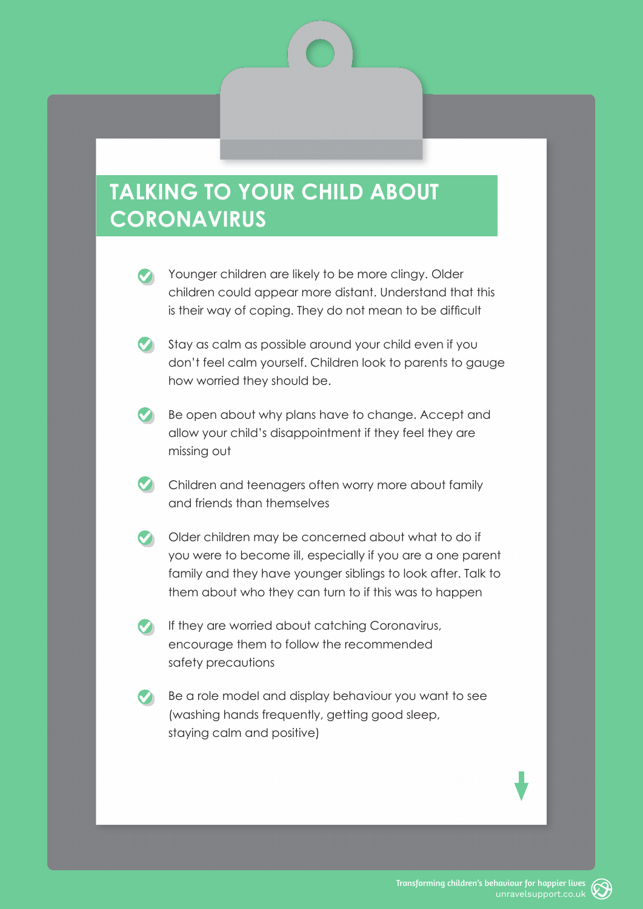# TALKING TO YOUR CHILD ABOUT CORONAVIRUS

- Younger children are likely to be more clingy. Older children could appear more distant. Understand that this is their way of coping. They do not mean to be difficult
- Stay as calm as possible around your child even if you don't feel calm yourself. Children look to parents to gauge how worried they should be.
- Be open about why plans have to change. Accept and allow your child's disappointment if they feel they are missing out
- Children and teenagers often worry more about family and friends than themselves
- Older children may be concerned about what to do if you were to become ill, especially if you are a one parent family and they have younger siblings to look after. Talk to them about who they can turn to if this was to happen
- If they are worried about catching Coronavirus, encourage them to follow the recommended safety precautions
- Be a role model and display behaviour you want to see (washing hands frequently, getting good sleep, staying calm and positive)

Transforming children's behaviour for happier lives
unravelsupport.co.uk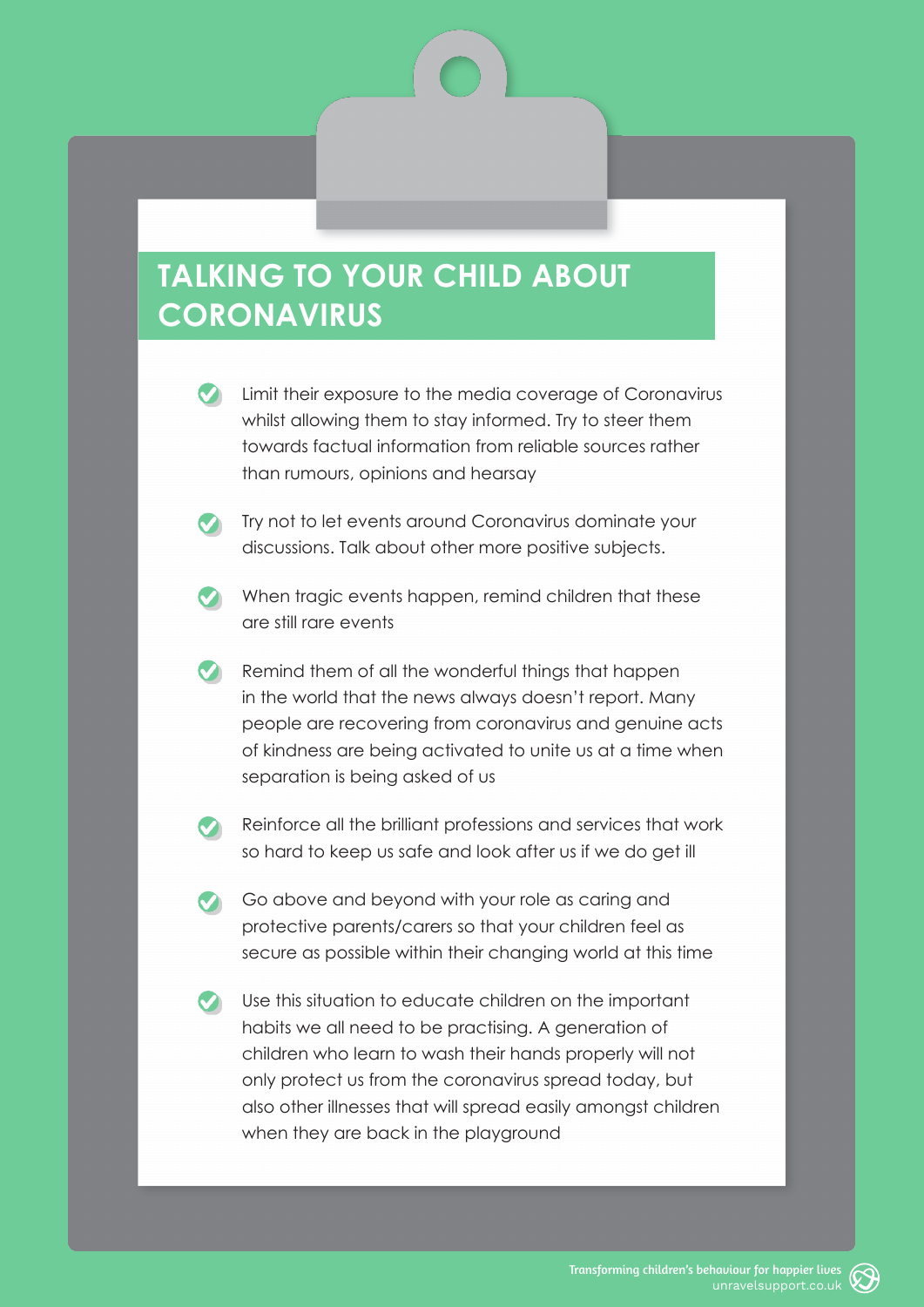# TALKING TO YOUR CHILD ABOUT CORONAVIRUS

- Limit their exposure to the media coverage of Coronavirus whilst allowing them to stay informed. Try to steer them towards factual information from reliable sources rather than rumours, opinions and hearsay
- Try not to let events around Coronavirus dominate your discussions. Talk about other more positive subjects.
- When tragic events happen, remind children that these are still rare events
- Remind them of all the wonderful things that happen in the world that the news always doesn't report. Many people are recovering from coronavirus and genuine acts of kindness are being activated to unite us at a time when separation is being asked of us
- Reinforce all the brilliant professions and services that work so hard to keep us safe and look after us if we do get ill
- Go above and beyond with your role as caring and protective parents/carers so that your children feel as secure as possible within their changing world at this time
- Use this situation to educate children on the important habits we all need to be practising. A generation of children who learn to wash their hands properly will not only protect us from the coronavirus spread today, but also other illnesses that will spread easily amongst children when they are back in the playground

Transforming children's behaviour for happier lives
unravelsupport.co.uk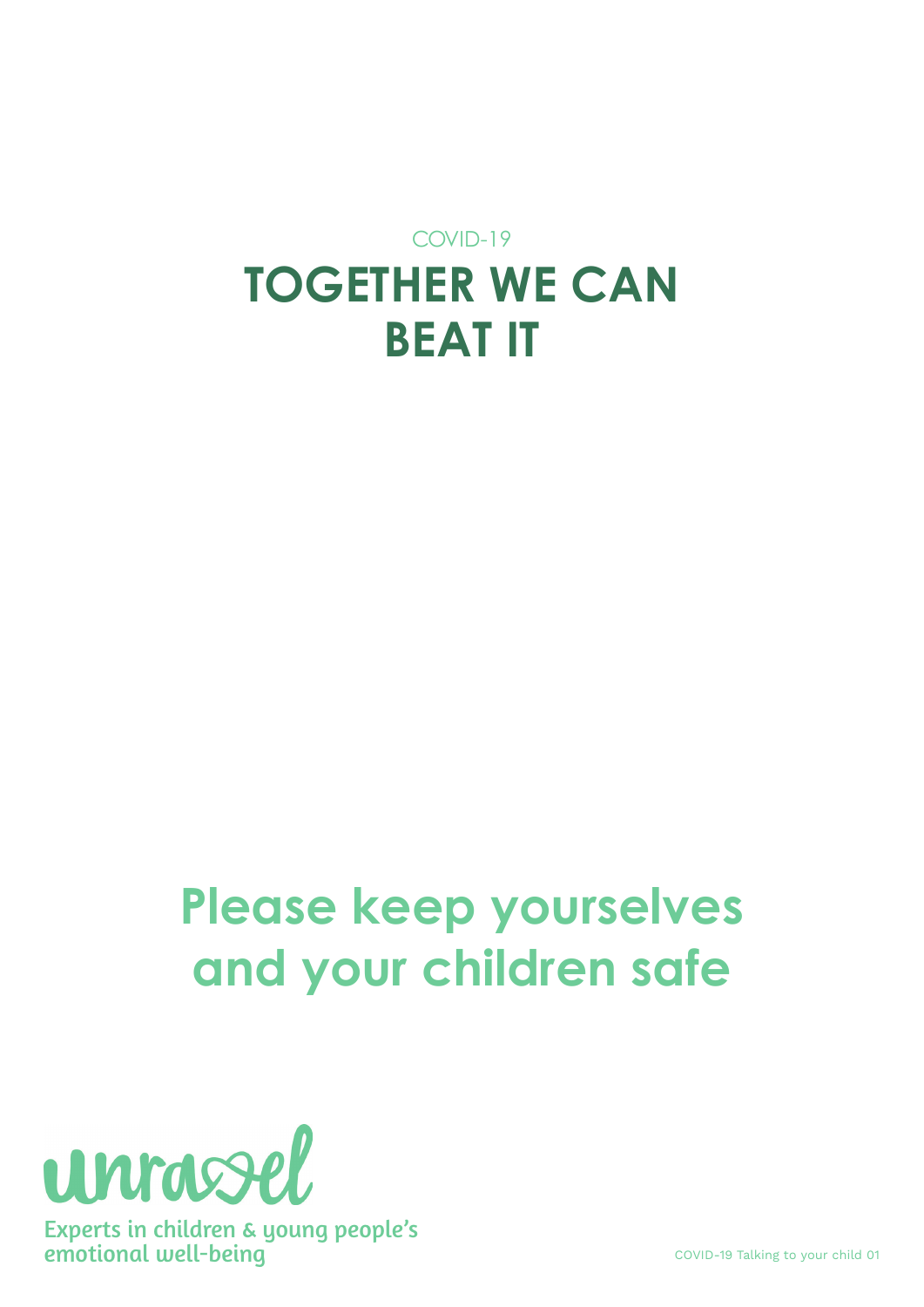COVID-19

# TOGETHER WE CAN BEAT IT

## Please keep yourselves and your children safe

unravel

Experts in children & young people's emotional well-being